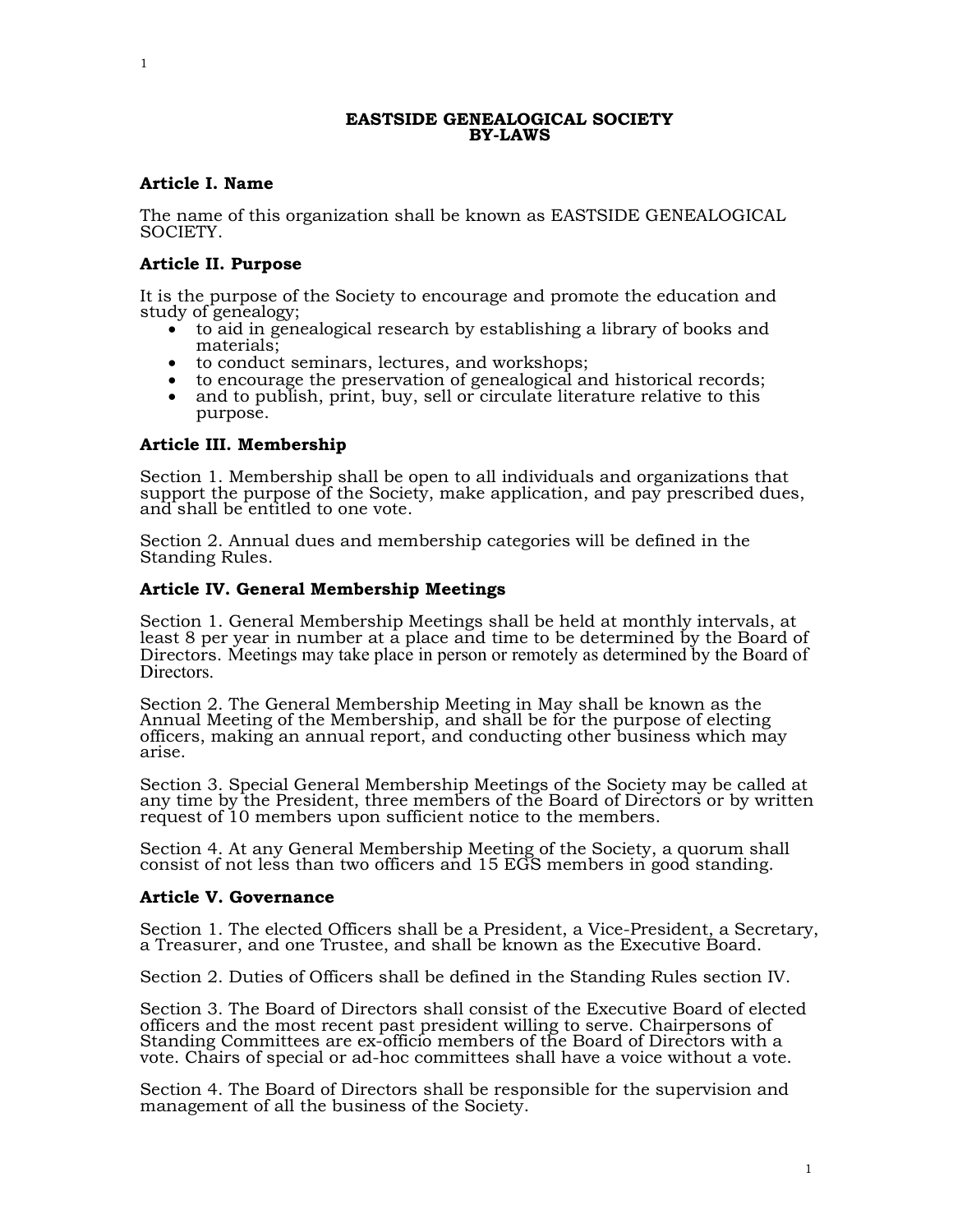# EASTSIDE GENEALOGICAL SOCIETY
# BY-LAWS

### Article I. Name

The name of this organization shall be known as EASTSIDE GENEALOGICAL SOCIETY.

### Article II. Purpose

It is the purpose of the Society to encourage and promote the education and study of genealogy;

- to aid in genealogical research by establishing a library of books and materials;
- to conduct seminars, lectures, and workshops;
- to encourage the preservation of genealogical and historical records;
- and to publish, print, buy, sell or circulate literature relative to this purpose.

### Article III. Membership

Section 1. Membership shall be open to all individuals and organizations that support the purpose of the Society, make application, and pay prescribed dues, and shall be entitled to one vote.

Section 2. Annual dues and membership categories will be defined in the Standing Rules.

### Article IV. General Membership Meetings

Section 1. General Membership Meetings shall be held at monthly intervals, at least 8 per year in number at a place and time to be determined by the Board of Directors. Meetings may take place in person or remotely as determined by the Board of Directors.

Section 2. The General Membership Meeting in May shall be known as the Annual Meeting of the Membership, and shall be for the purpose of electing officers, making an annual report, and conducting other business which may arise.

Section 3. Special General Membership Meetings of the Society may be called at any time by the President, three members of the Board of Directors or by written request of 10 members upon sufficient notice to the members.

Section 4. At any General Membership Meeting of the Society, a quorum shall consist of not less than two officers and 15 EGS members in good standing.

### Article V. Governance

Section 1. The elected Officers shall be a President, a Vice-President, a Secretary, a Treasurer, and one Trustee, and shall be known as the Executive Board.

Section 2. Duties of Officers shall be defined in the Standing Rules section IV.

Section 3. The Board of Directors shall consist of the Executive Board of elected officers and the most recent past president willing to serve. Chairpersons of Standing Committees are ex-officio members of the Board of Directors with a vote. Chairs of special or ad-hoc committees shall have a voice without a vote.

Section 4. The Board of Directors shall be responsible for the supervision and management of all the business of the Society.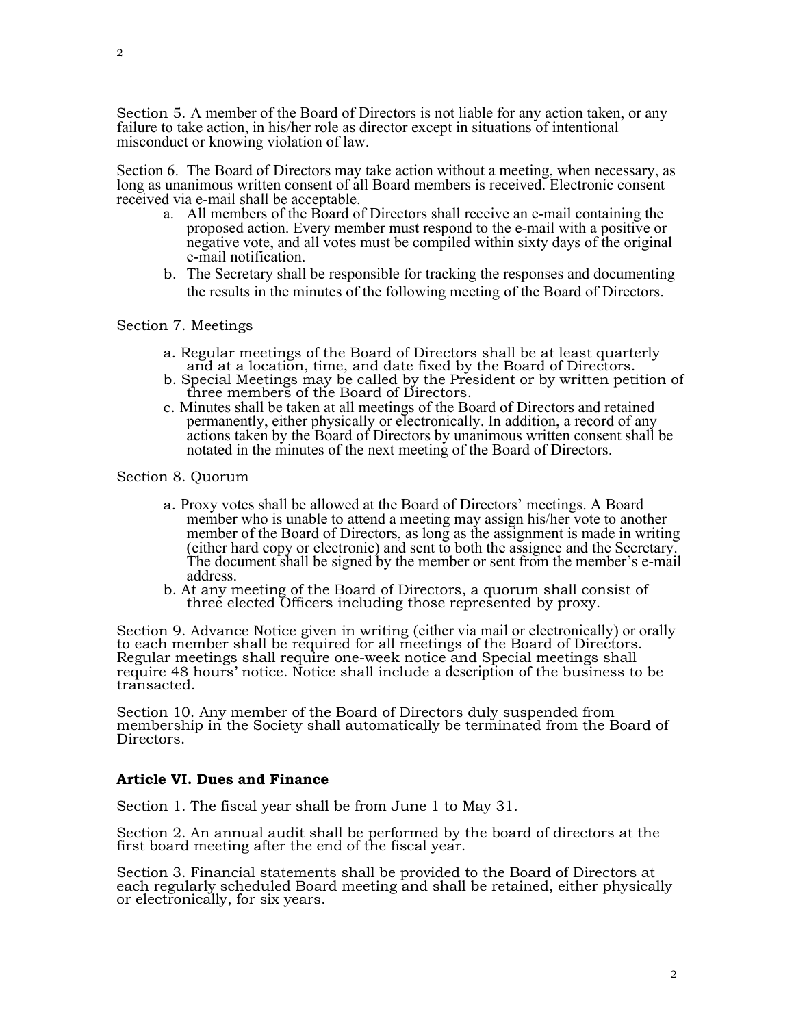Section 5. A member of the Board of Directors is not liable for any action taken, or any failure to take action, in his/her role as director except in situations of intentional misconduct or knowing violation of law.

Section 6. The Board of Directors may take action without a meeting, when necessary, as long as unanimous written consent of all Board members is received. Electronic consent received via e-mail shall be acceptable.

a. All members of the Board of Directors shall receive an e-mail containing the proposed action. Every member must respond to the e-mail with a positive or negative vote, and all votes must be compiled within sixty days of the original e-mail notification.
b. The Secretary shall be responsible for tracking the responses and documenting the results in the minutes of the following meeting of the Board of Directors.

Section 7. Meetings

a. Regular meetings of the Board of Directors shall be at least quarterly and at a location, time, and date fixed by the Board of Directors.
b. Special Meetings may be called by the President or by written petition of three members of the Board of Directors.
c. Minutes shall be taken at all meetings of the Board of Directors and retained permanently, either physically or electronically. In addition, a record of any actions taken by the Board of Directors by unanimous written consent shall be notated in the minutes of the next meeting of the Board of Directors.

Section 8. Quorum

a. Proxy votes shall be allowed at the Board of Directors' meetings. A Board member who is unable to attend a meeting may assign his/her vote to another member of the Board of Directors, as long as the assignment is made in writing (either hard copy or electronic) and sent to both the assignee and the Secretary. The document shall be signed by the member or sent from the member's e-mail address.
b. At any meeting of the Board of Directors, a quorum shall consist of three elected Officers including those represented by proxy.

Section 9. Advance Notice given in writing (either via mail or electronically) or orally to each member shall be required for all meetings of the Board of Directors. Regular meetings shall require one-week notice and Special meetings shall require 48 hours' notice. Notice shall include a description of the business to be transacted.

Section 10. Any member of the Board of Directors duly suspended from membership in the Society shall automatically be terminated from the Board of Directors.

## Article VI. Dues and Finance

Section 1. The fiscal year shall be from June 1 to May 31.

Section 2. An annual audit shall be performed by the board of directors at the first board meeting after the end of the fiscal year.

Section 3. Financial statements shall be provided to the Board of Directors at each regularly scheduled Board meeting and shall be retained, either physically or electronically, for six years.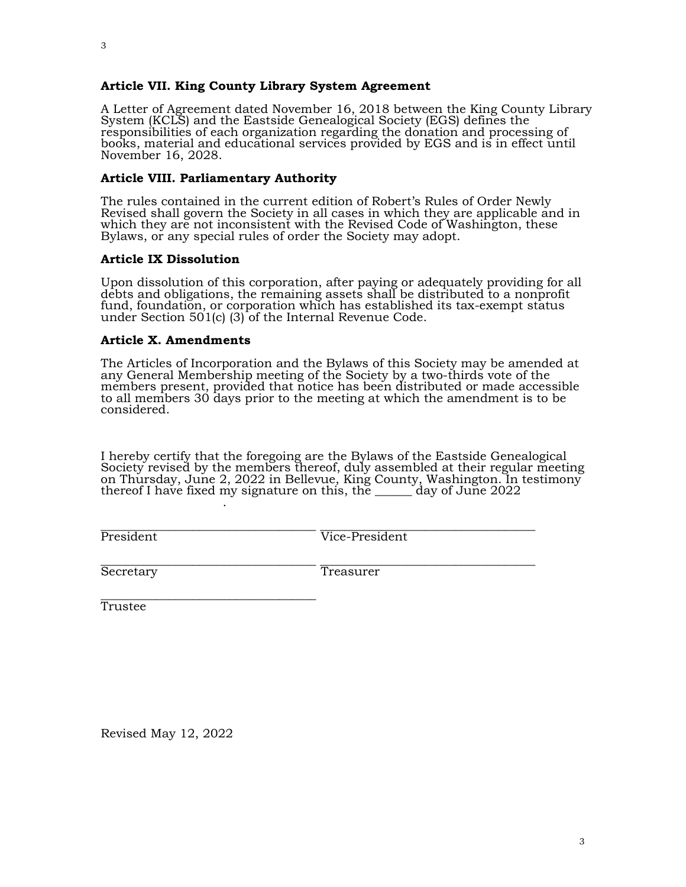### Article VII. King County Library System Agreement

A Letter of Agreement dated November 16, 2018 between the King County Library System (KCLS) and the Eastside Genealogical Society (EGS) defines the responsibilities of each organization regarding the donation and processing of books, material and educational services provided by EGS and is in effect until November 16, 2028.

### Article VIII. Parliamentary Authority

The rules contained in the current edition of Robert's Rules of Order Newly Revised shall govern the Society in all cases in which they are applicable and in which they are not inconsistent with the Revised Code of Washington, these Bylaws, or any special rules of order the Society may adopt.

### Article IX Dissolution

Upon dissolution of this corporation, after paying or adequately providing for all debts and obligations, the remaining assets shall be distributed to a nonprofit fund, foundation, or corporation which has established its tax-exempt status under Section 501(c) (3) of the Internal Revenue Code.

### Article X. Amendments

The Articles of Incorporation and the Bylaws of this Society may be amended at any General Membership meeting of the Society by a two-thirds vote of the members present, provided that notice has been distributed or made accessible to all members 30 days prior to the meeting at which the amendment is to be considered.

I hereby certify that the foregoing are the Bylaws of the Eastside Genealogical Society revised by the members thereof, duly assembled at their regular meeting on Thursday, June 2, 2022 in Bellevue, King County, Washington. In testimony thereof I have fixed my signature on this, the ______ day of June 2022
.

| | |
|---|---|
| ________________________________<br>President | ________________________________<br>Vice-President |
| ________________________________<br>Secretary | ________________________________<br>Treasurer |
| ________________________________<br>Trustee | |

Revised May 12, 2022